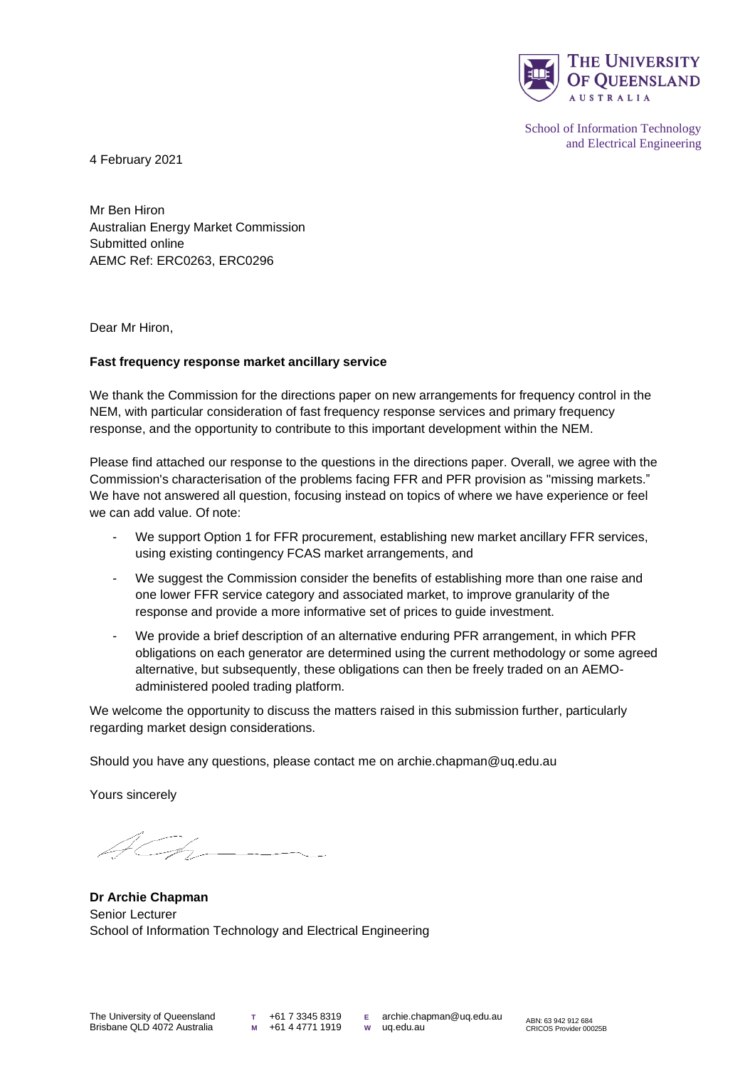The University of Queensland
Australia

School of Information Technology and Electrical Engineering

4 February 2021

Mr Ben Hiron
Australian Energy Market Commission
Submitted online
AEMC Ref: ERC0263, ERC0296

Dear Mr Hiron,

**Fast frequency response market ancillary service**

We thank the Commission for the directions paper on new arrangements for frequency control in the NEM, with particular consideration of fast frequency response services and primary frequency response, and the opportunity to contribute to this important development within the NEM.

Please find attached our response to the questions in the directions paper. Overall, we agree with the Commission's characterisation of the problems facing FFR and PFR provision as "missing markets." We have not answered all question, focusing instead on topics of where we have experience or feel we can add value. Of note:

- We support Option 1 for FFR procurement, establishing new market ancillary FFR services, using existing contingency FCAS market arrangements, and
- We suggest the Commission consider the benefits of establishing more than one raise and one lower FFR service category and associated market, to improve granularity of the response and provide a more informative set of prices to guide investment.
- We provide a brief description of an alternative enduring PFR arrangement, in which PFR obligations on each generator are determined using the current methodology or some agreed alternative, but subsequently, these obligations can then be freely traded on an AEMO-administered pooled trading platform.

We welcome the opportunity to discuss the matters raised in this submission further, particularly regarding market design considerations.

Should you have any questions, please contact me on archie.chapman@uq.edu.au

Yours sincerely

**Dr Archie Chapman**
Senior Lecturer
School of Information Technology and Electrical Engineering

The University of Queensland
Brisbane QLD 4072 Australia

T +61 7 3345 8319
M +61 4 4771 1919
E archie.chapman@uq.edu.au
W uq.edu.au

ABN: 63 942 912 684
CRICOS Provider 00025B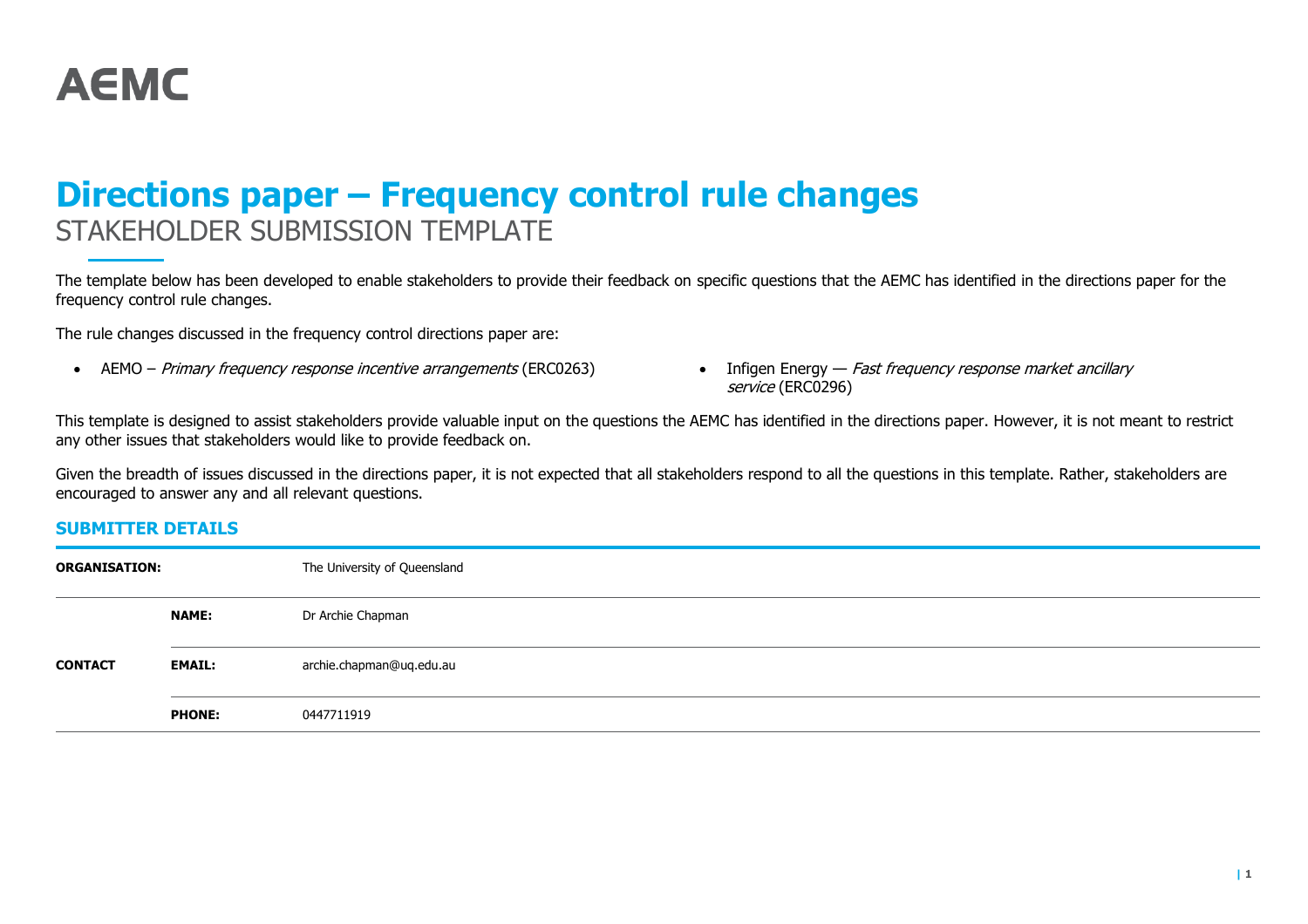AEMC

# Directions paper – Frequency control rule changes

## STAKEHOLDER SUBMISSION TEMPLATE

The template below has been developed to enable stakeholders to provide their feedback on specific questions that the AEMC has identified in the directions paper for the frequency control rule changes.

The rule changes discussed in the frequency control directions paper are:

- AEMO – *Primary frequency response incentive arrangements* (ERC0263)
- Infigen Energy — *Fast frequency response market ancillary service* (ERC0296)

This template is designed to assist stakeholders provide valuable input on the questions the AEMC has identified in the directions paper. However, it is not meant to restrict any other issues that stakeholders would like to provide feedback on.

Given the breadth of issues discussed in the directions paper, it is not expected that all stakeholders respond to all the questions in this template. Rather, stakeholders are encouraged to answer any and all relevant questions.

### SUBMITTER DETAILS

| | | |
|---|---|---|
| **ORGANISATION:** | | The University of Queensland |
| **CONTACT** | **NAME:** | Dr Archie Chapman |
| | **EMAIL:** | archie.chapman@uq.edu.au |
| | **PHONE:** | 0447711919 |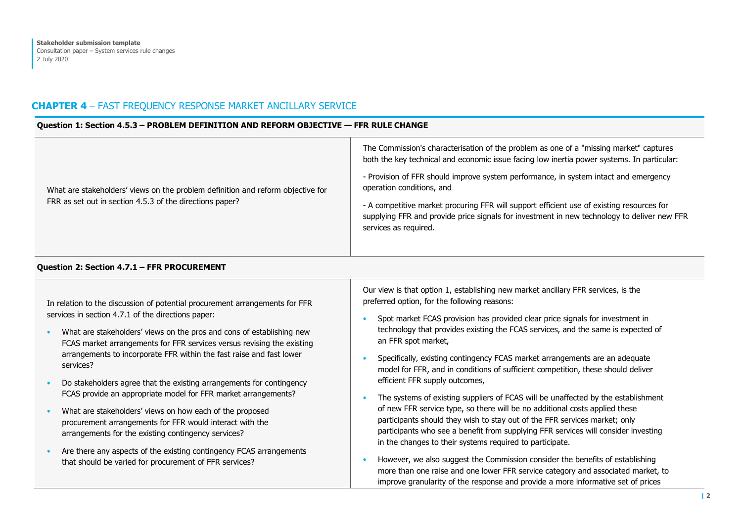## CHAPTER 4 – FAST FREQUENCY RESPONSE MARKET ANCILLARY SERVICE

| Question 1: Section 4.5.3 – PROBLEM DEFINITION AND REFORM OBJECTIVE — FFR RULE CHANGE | |
|---|---|
| What are stakeholders' views on the problem definition and reform objective for FRR as set out in section 4.5.3 of the directions paper? | The Commission's characterisation of the problem as one of a "missing market" captures both the key technical and economic issue facing low inertia power systems. In particular:<br><br>- Provision of FFR should improve system performance, in system intact and emergency operation conditions, and<br><br>- A competitive market procuring FFR will support efficient use of existing resources for supplying FFR and provide price signals for investment in new technology to deliver new FFR services as required. |

| Question 2: Section 4.7.1 – FFR PROCUREMENT | |
|---|---|
| In relation to the discussion of potential procurement arrangements for FFR services in section 4.7.1 of the directions paper:<br><br>• What are stakeholders' views on the pros and cons of establishing new FCAS market arrangements for FFR services versus revising the existing arrangements to incorporate FFR within the fast raise and fast lower services?<br><br>• Do stakeholders agree that the existing arrangements for contingency FCAS provide an appropriate model for FFR market arrangements?<br><br>• What are stakeholders' views on how each of the proposed procurement arrangements for FFR would interact with the arrangements for the existing contingency services?<br><br>• Are there any aspects of the existing contingency FCAS arrangements that should be varied for procurement of FFR services? | Our view is that option 1, establishing new market ancillary FFR services, is the preferred option, for the following reasons:<br><br>• Spot market FCAS provision has provided clear price signals for investment in technology that provides existing the FCAS services, and the same is expected of an FFR spot market,<br><br>• Specifically, existing contingency FCAS market arrangements are an adequate model for FFR, and in conditions of sufficient competition, these should deliver efficient FFR supply outcomes,<br><br>• The systems of existing suppliers of FCAS will be unaffected by the establishment of new FFR service type, so there will be no additional costs applied these participants should they wish to stay out of the FFR services market; only participants who see a benefit from supplying FFR services will consider investing in the changes to their systems required to participate.<br><br>• However, we also suggest the Commission consider the benefits of establishing more than one raise and one lower FFR service category and associated market, to improve granularity of the response and provide a more informative set of prices |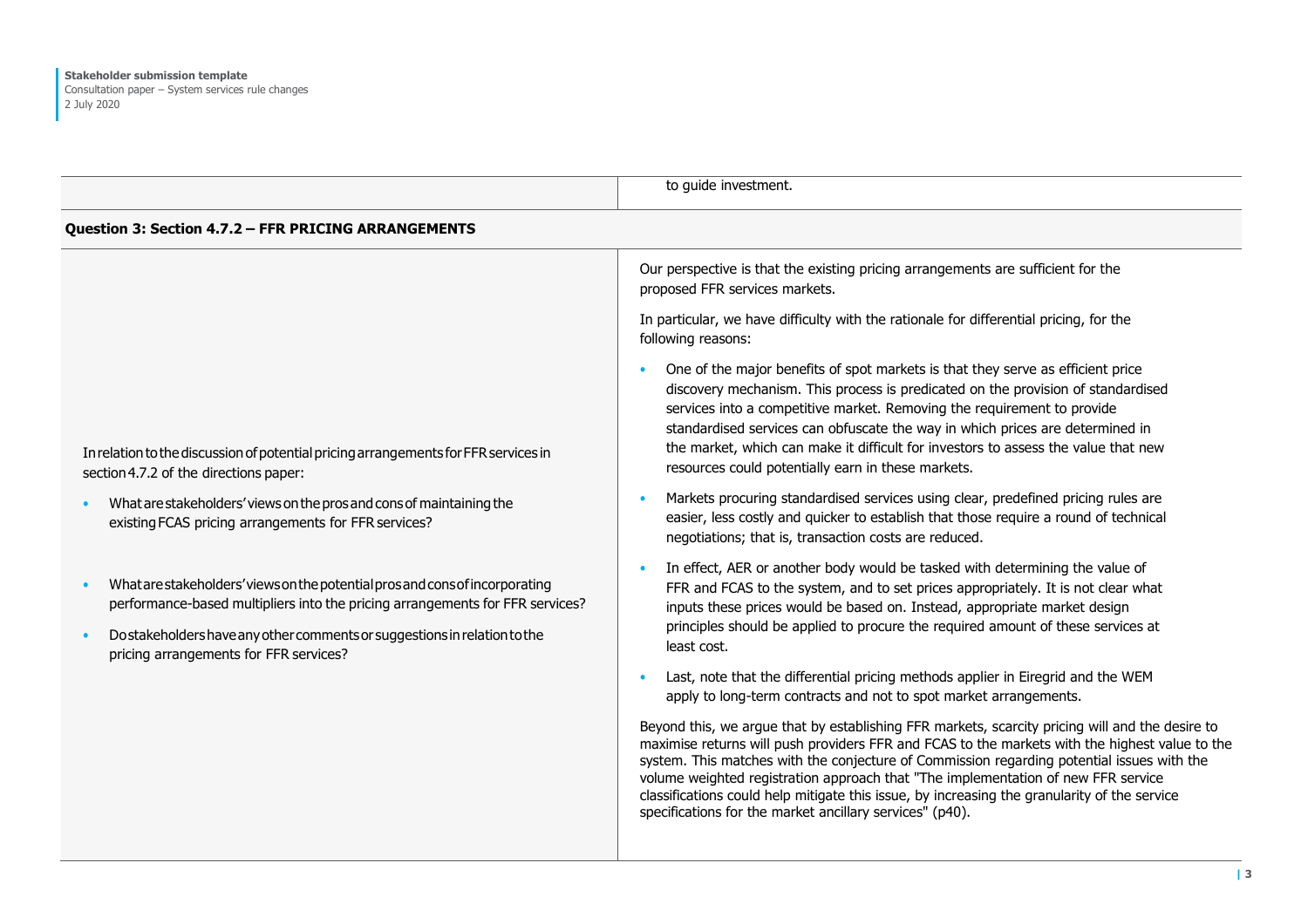| | to guide investment. |
|---|---|

**Question 3: Section 4.7.2 – FFR PRICING ARRANGEMENTS**

| | |
|---|---|
| In relation to the discussion of potential pricing arrangements for FFR services in section 4.7.2 of the directions paper:<br><br>• What are stakeholders' views on the pros and cons of maintaining the existing FCAS pricing arrangements for FFR services?<br><br>• What are stakeholders' views on the potential pros and cons of incorporating performance-based multipliers into the pricing arrangements for FFR services?<br><br>• Do stakeholders have any other comments or suggestions in relation to the pricing arrangements for FFR services? | Our perspective is that the existing pricing arrangements are sufficient for the proposed FFR services markets.<br><br>In particular, we have difficulty with the rationale for differential pricing, for the following reasons:<br><br>• One of the major benefits of spot markets is that they serve as efficient price discovery mechanism. This process is predicated on the provision of standardised services into a competitive market. Removing the requirement to provide standardised services can obfuscate the way in which prices are determined in the market, which can make it difficult for investors to assess the value that new resources could potentially earn in these markets.<br><br>• Markets procuring standardised services using clear, predefined pricing rules are easier, less costly and quicker to establish that those require a round of technical negotiations; that is, transaction costs are reduced.<br><br>• In effect, AER or another body would be tasked with determining the value of FFR and FCAS to the system, and to set prices appropriately. It is not clear what inputs these prices would be based on. Instead, appropriate market design principles should be applied to procure the required amount of these services at least cost.<br><br>• Last, note that the differential pricing methods applier in Eiregrid and the WEM apply to long-term contracts and not to spot market arrangements.<br><br>Beyond this, we argue that by establishing FFR markets, scarcity pricing will and the desire to maximise returns will push providers FFR and FCAS to the markets with the highest value to the system. This matches with the conjecture of Commission regarding potential issues with the volume weighted registration approach that "The implementation of new FFR service classifications could help mitigate this issue, by increasing the granularity of the service specifications for the market ancillary services" (p40). |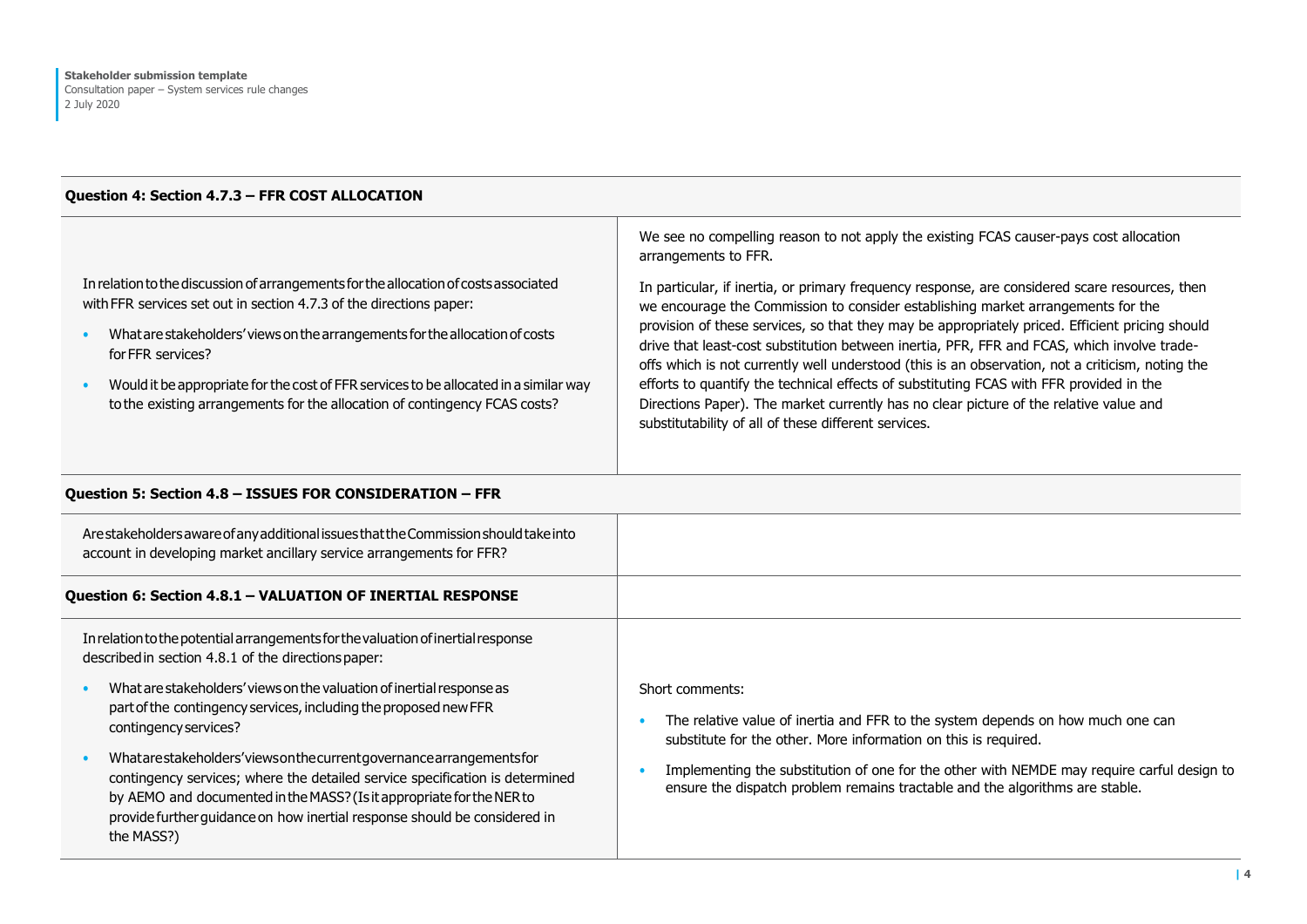| Question 4: Section 4.7.3 – FFR COST ALLOCATION | |
|---|---|
| In relation to the discussion of arrangements for the allocation of costs associated with FFR services set out in section 4.7.3 of the directions paper:<br>• What are stakeholders' views on the arrangements for the allocation of costs for FFR services?<br>• Would it be appropriate for the cost of FFR services to be allocated in a similar way to the existing arrangements for the allocation of contingency FCAS costs? | We see no compelling reason to not apply the existing FCAS causer-pays cost allocation arrangements to FFR.<br><br>In particular, if inertia, or primary frequency response, are considered scare resources, then we encourage the Commission to consider establishing market arrangements for the provision of these services, so that they may be appropriately priced. Efficient pricing should drive that least-cost substitution between inertia, PFR, FFR and FCAS, which involve trade-offs which is not currently well understood (this is an observation, not a criticism, noting the efforts to quantify the technical effects of substituting FCAS with FFR provided in the Directions Paper). The market currently has no clear picture of the relative value and substitutability of all of these different services. |

| Question 5: Section 4.8 – ISSUES FOR CONSIDERATION – FFR | |
|---|---|
| Are stakeholders aware of any additional issues that the Commission should take into account in developing market ancillary service arrangements for FFR? | |

| Question 6: Section 4.8.1 – VALUATION OF INERTIAL RESPONSE | |
|---|---|
| In relation to the potential arrangements for the valuation of inertial response described in section 4.8.1 of the directions paper:<br>• What are stakeholders' views on the valuation of inertial response as part of the contingency services, including the proposed new FFR contingency services?<br>• What are stakeholders' views on the current governance arrangements for contingency services; where the detailed service specification is determined by AEMO and documented in the MASS? (Is it appropriate for the NER to provide further guidance on how inertial response should be considered in the MASS?) | Short comments:<br>• The relative value of inertia and FFR to the system depends on how much one can substitute for the other. More information on this is required.<br>• Implementing the substitution of one for the other with NEMDE may require carful design to ensure the dispatch problem remains tractable and the algorithms are stable. |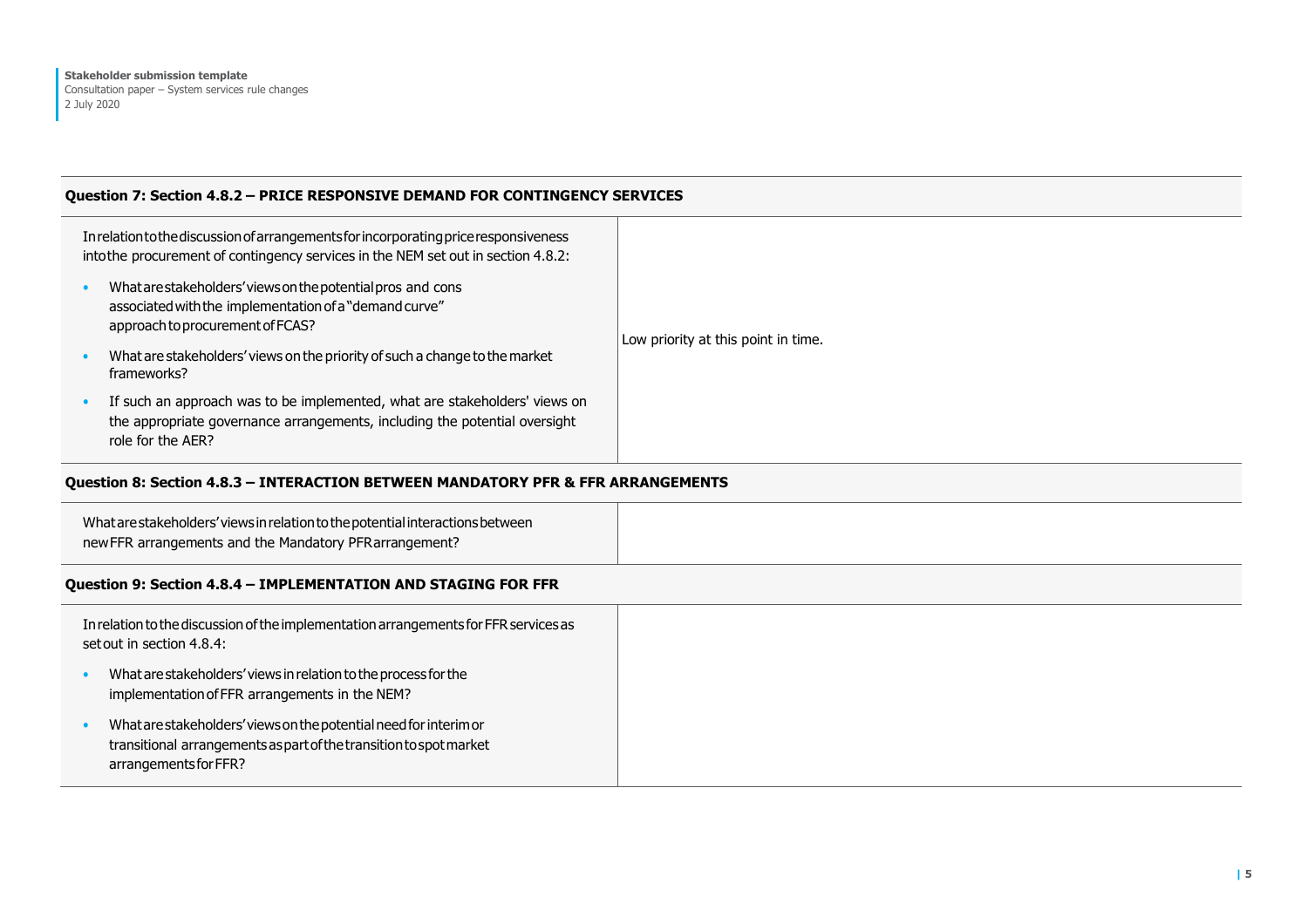| Question 7: Section 4.8.2 – PRICE RESPONSIVE DEMAND FOR CONTINGENCY SERVICES | |
|---|---|
| In relation to the discussion of arrangements for incorporating price responsiveness into the procurement of contingency services in the NEM set out in section 4.8.2:<br><br>• What are stakeholders' views on the potential pros and cons associated with the implementation of a "demand curve" approach to procurement of FCAS?<br><br>• What are stakeholders' views on the priority of such a change to the market frameworks?<br><br>• If such an approach was to be implemented, what are stakeholders' views on the appropriate governance arrangements, including the potential oversight role for the AER? | Low priority at this point in time. |

| Question 8: Section 4.8.3 – INTERACTION BETWEEN MANDATORY PFR & FFR ARRANGEMENTS | |
|---|---|
| What are stakeholders' views in relation to the potential interactions between new FFR arrangements and the Mandatory PFR arrangement? | |

| Question 9: Section 4.8.4 – IMPLEMENTATION AND STAGING FOR FFR | |
|---|---|
| In relation to the discussion of the implementation arrangements for FFR services as set out in section 4.8.4:<br><br>• What are stakeholders' views in relation to the process for the implementation of FFR arrangements in the NEM?<br><br>• What are stakeholders' views on the potential need for interim or transitional arrangements as part of the transition to spot market arrangements for FFR? | |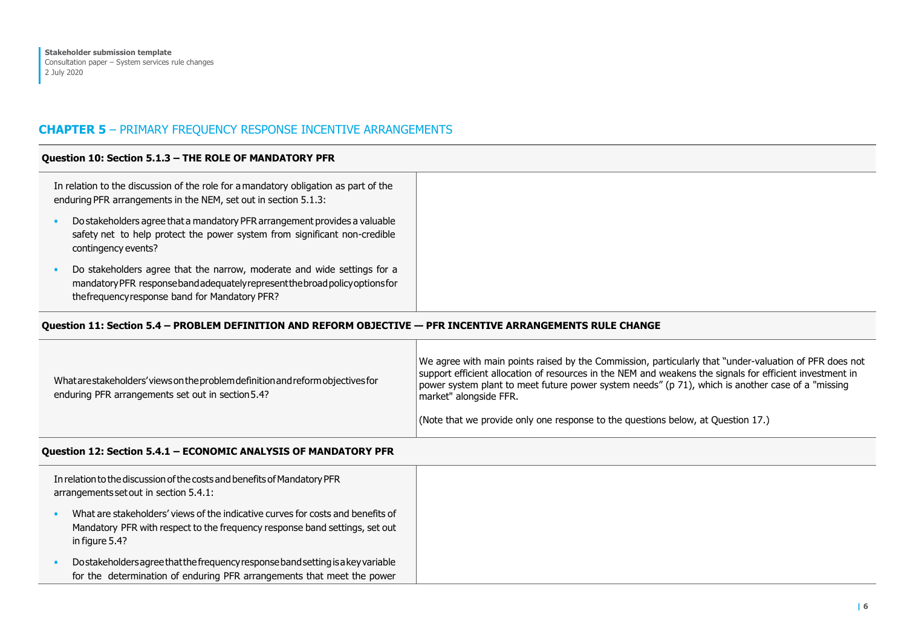## CHAPTER 5 – PRIMARY FREQUENCY RESPONSE INCENTIVE ARRANGEMENTS

| Question 10: Section 5.1.3 – THE ROLE OF MANDATORY PFR | |
|---|---|
| In relation to the discussion of the role for a mandatory obligation as part of the enduring PFR arrangements in the NEM, set out in section 5.1.3:<br>• Do stakeholders agree that a mandatory PFR arrangement provides a valuable safety net to help protect the power system from significant non-credible contingency events?<br>• Do stakeholders agree that the narrow, moderate and wide settings for a mandatory PFR response band adequately represent the broad policy options for the frequency response band for Mandatory PFR? | |

| Question 11: Section 5.4 – PROBLEM DEFINITION AND REFORM OBJECTIVE — PFR INCENTIVE ARRANGEMENTS RULE CHANGE | |
|---|---|
| What are stakeholders' views on the problem definition and reform objectives for enduring PFR arrangements set out in section 5.4? | We agree with main points raised by the Commission, particularly that "under-valuation of PFR does not support efficient allocation of resources in the NEM and weakens the signals for efficient investment in power system plant to meet future power system needs" (p 71), which is another case of a "missing market" alongside FFR.<br><br>(Note that we provide only one response to the questions below, at Question 17.) |

| Question 12: Section 5.4.1 – ECONOMIC ANALYSIS OF MANDATORY PFR | |
|---|---|
| In relation to the discussion of the costs and benefits of Mandatory PFR arrangements set out in section 5.4.1:<br>• What are stakeholders' views of the indicative curves for costs and benefits of Mandatory PFR with respect to the frequency response band settings, set out in figure 5.4?<br>• Do stakeholders agree that the frequency response band setting is a key variable for the determination of enduring PFR arrangements that meet the power | |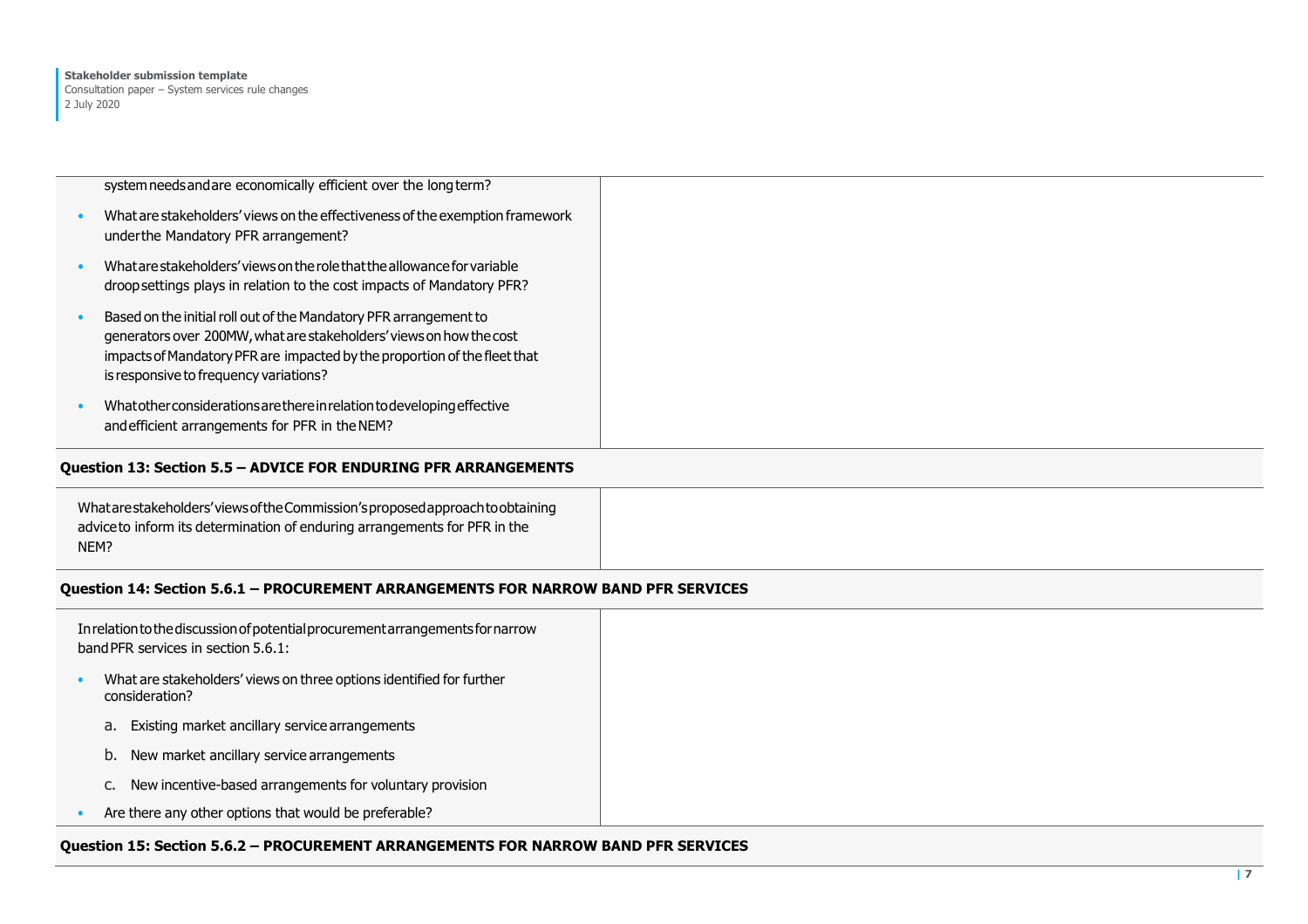| | |
|---|---|
| system needs and are economically efficient over the long term?<br><br>• What are stakeholders' views on the effectiveness of the exemption framework under the Mandatory PFR arrangement?<br><br>• What are stakeholders' views on the role that the allowance for variable droop settings plays in relation to the cost impacts of Mandatory PFR?<br><br>• Based on the initial roll out of the Mandatory PFR arrangement to generators over 200MW, what are stakeholders' views on how the cost impacts of Mandatory PFR are impacted by the proportion of the fleet that is responsive to frequency variations?<br><br>• What other considerations are there in relation to developing effective and efficient arrangements for PFR in the NEM? | |

**Question 13: Section 5.5 – ADVICE FOR ENDURING PFR ARRANGEMENTS**

| | |
|---|---|
| What are stakeholders' views of the Commission's proposed approach to obtaining advice to inform its determination of enduring arrangements for PFR in the NEM? | |

**Question 14: Section 5.6.1 – PROCUREMENT ARRANGEMENTS FOR NARROW BAND PFR SERVICES**

| | |
|---|---|
| In relation to the discussion of potential procurement arrangements for narrow band PFR services in section 5.6.1:<br><br>• What are stakeholders' views on three options identified for further consideration?<br>a. Existing market ancillary service arrangements<br>b. New market ancillary service arrangements<br>c. New incentive-based arrangements for voluntary provision<br><br>• Are there any other options that would be preferable? | |

**Question 15: Section 5.6.2 – PROCUREMENT ARRANGEMENTS FOR NARROW BAND PFR SERVICES**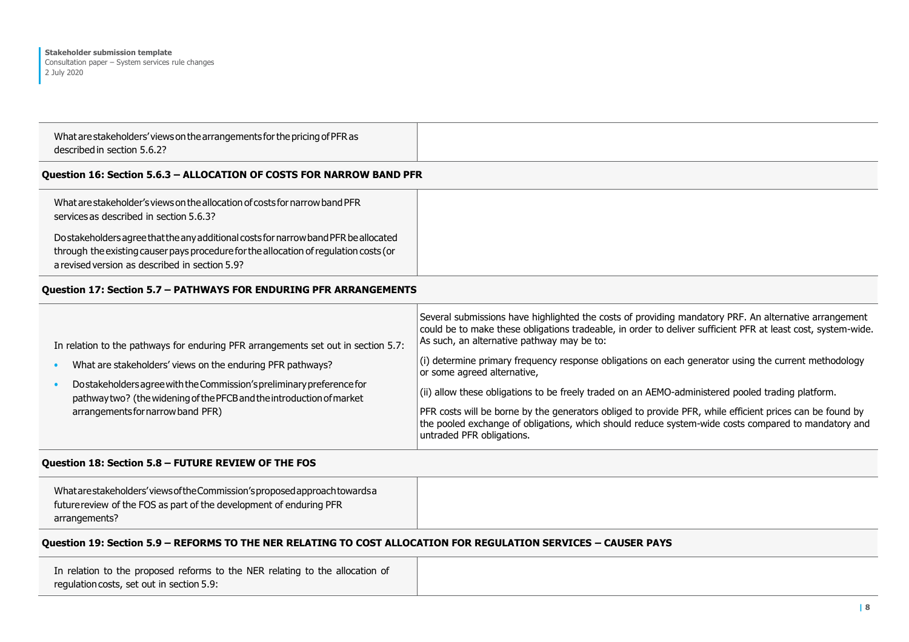| | |
|---|---|
| What are stakeholders' views on the arrangements for the pricing of PFR as described in section 5.6.2? | |
| **Question 16: Section 5.6.3 – ALLOCATION OF COSTS FOR NARROW BAND PFR** | |
| What are stakeholder's views on the allocation of costs for narrow band PFR services as described in section 5.6.3?<br><br>Do stakeholders agree that the any additional costs for narrow band PFR be allocated through the existing causer pays procedure for the allocation of regulation costs (or a revised version as described in section 5.9? | |
| **Question 17: Section 5.7 – PATHWAYS FOR ENDURING PFR ARRANGEMENTS** | |
| In relation to the pathways for enduring PFR arrangements set out in section 5.7:<br><br>• What are stakeholders' views on the enduring PFR pathways?<br><br>• Do stakeholders agree with the Commission's preliminary preference for pathway two? (the widening of the PFCB and the introduction of market arrangements for narrow band PFR) | Several submissions have highlighted the costs of providing mandatory PRF. An alternative arrangement could be to make these obligations tradeable, in order to deliver sufficient PFR at least cost, system-wide. As such, an alternative pathway may be to:<br><br>(i) determine primary frequency response obligations on each generator using the current methodology or some agreed alternative,<br><br>(ii) allow these obligations to be freely traded on an AEMO-administered pooled trading platform.<br><br>PFR costs will be borne by the generators obliged to provide PFR, while efficient prices can be found by the pooled exchange of obligations, which should reduce system-wide costs compared to mandatory and untraded PFR obligations. |
| **Question 18: Section 5.8 – FUTURE REVIEW OF THE FOS** | |
| What are stakeholders' views of the Commission's proposed approach towards a future review of the FOS as part of the development of enduring PFR arrangements? | |
| **Question 19: Section 5.9 – REFORMS TO THE NER RELATING TO COST ALLOCATION FOR REGULATION SERVICES – CAUSER PAYS** | |
| In relation to the proposed reforms to the NER relating to the allocation of regulation costs, set out in section 5.9: | |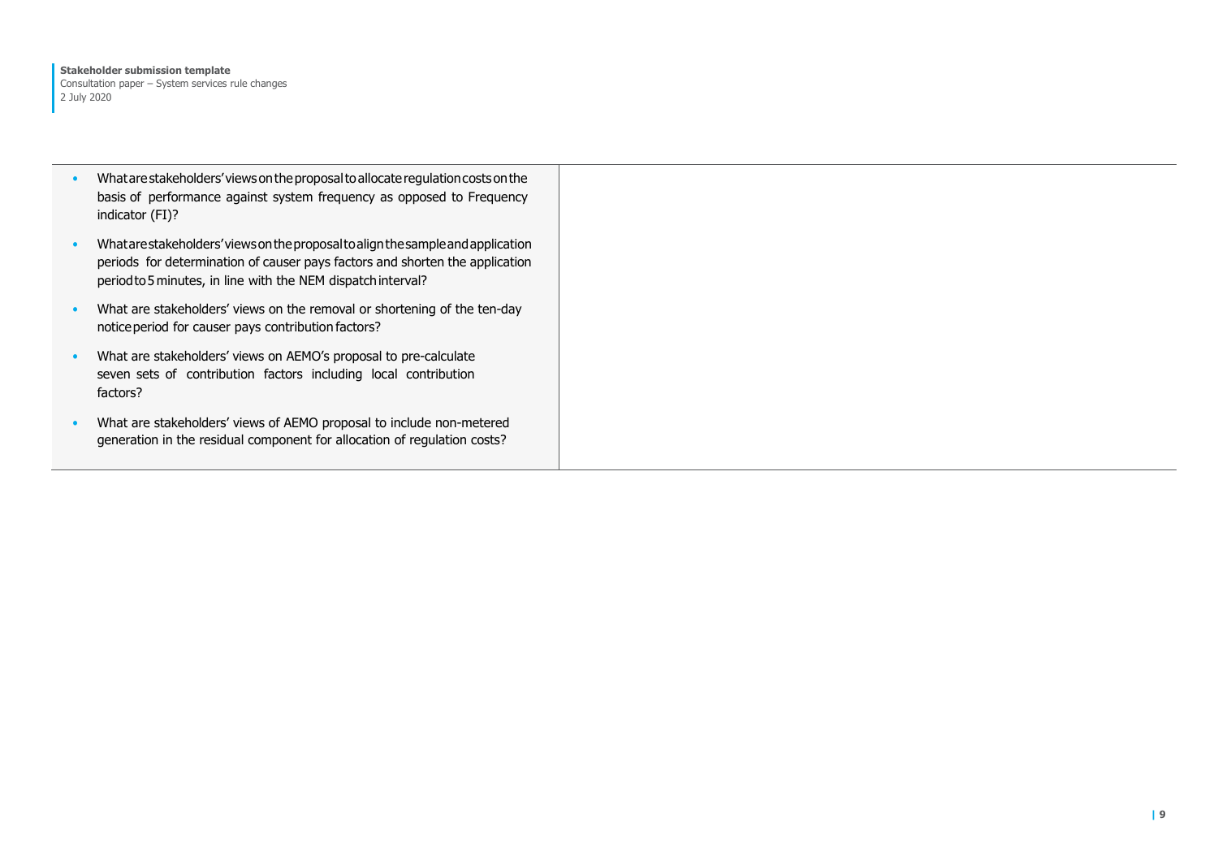| | |
|---|---|
| • What are stakeholders' views on the proposal to allocate regulation costs on the basis of performance against system frequency as opposed to Frequency indicator (FI)?<br><br>• What are stakeholders' views on the proposal to align the sample and application periods for determination of causer pays factors and shorten the application period to 5 minutes, in line with the NEM dispatch interval?<br><br>• What are stakeholders' views on the removal or shortening of the ten-day notice period for causer pays contribution factors?<br><br>• What are stakeholders' views on AEMO's proposal to pre-calculate seven sets of contribution factors including local contribution factors?<br><br>• What are stakeholders' views of AEMO proposal to include non-metered generation in the residual component for allocation of regulation costs? | |